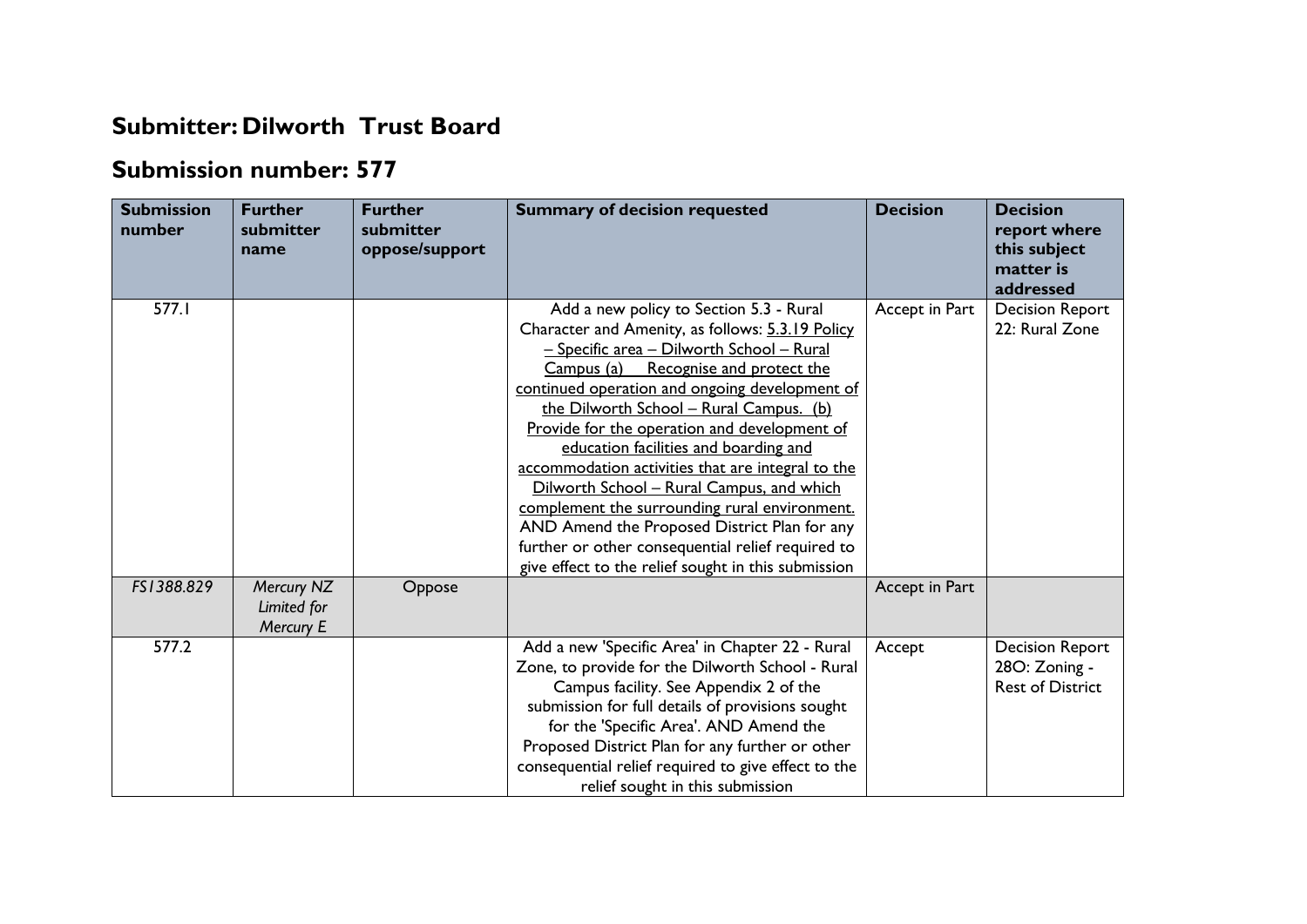## Submitter: Dilworth Trust Board

## Submission number: 577

| Submission number | Further submitter name | Further submitter oppose/support | Summary of decision requested | Decision | Decision report where this subject matter is addressed |
|---|---|---|---|---|---|
| 577.1 | | | Add a new policy to Section 5.3 - Rural Character and Amenity, as follows: <u>5.3.19 Policy – Specific area – Dilworth School – Rural Campus (a) Recognise and protect the continued operation and ongoing development of the Dilworth School – Rural Campus. (b) Provide for the operation and development of education facilities and boarding and accommodation activities that are integral to the Dilworth School – Rural Campus, and which complement the surrounding rural environment.</u> AND Amend the Proposed District Plan for any further or other consequential relief required to give effect to the relief sought in this submission | Accept in Part | Decision Report 22: Rural Zone |
| *FS1388.829* | *Mercury NZ Limited for Mercury E* | Oppose | | Accept in Part | |
| 577.2 | | | Add a new 'Specific Area' in Chapter 22 - Rural Zone, to provide for the Dilworth School - Rural Campus facility. See Appendix 2 of the submission for full details of provisions sought for the 'Specific Area'. AND Amend the Proposed District Plan for any further or other consequential relief required to give effect to the relief sought in this submission | Accept | Decision Report 28O: Zoning - Rest of District |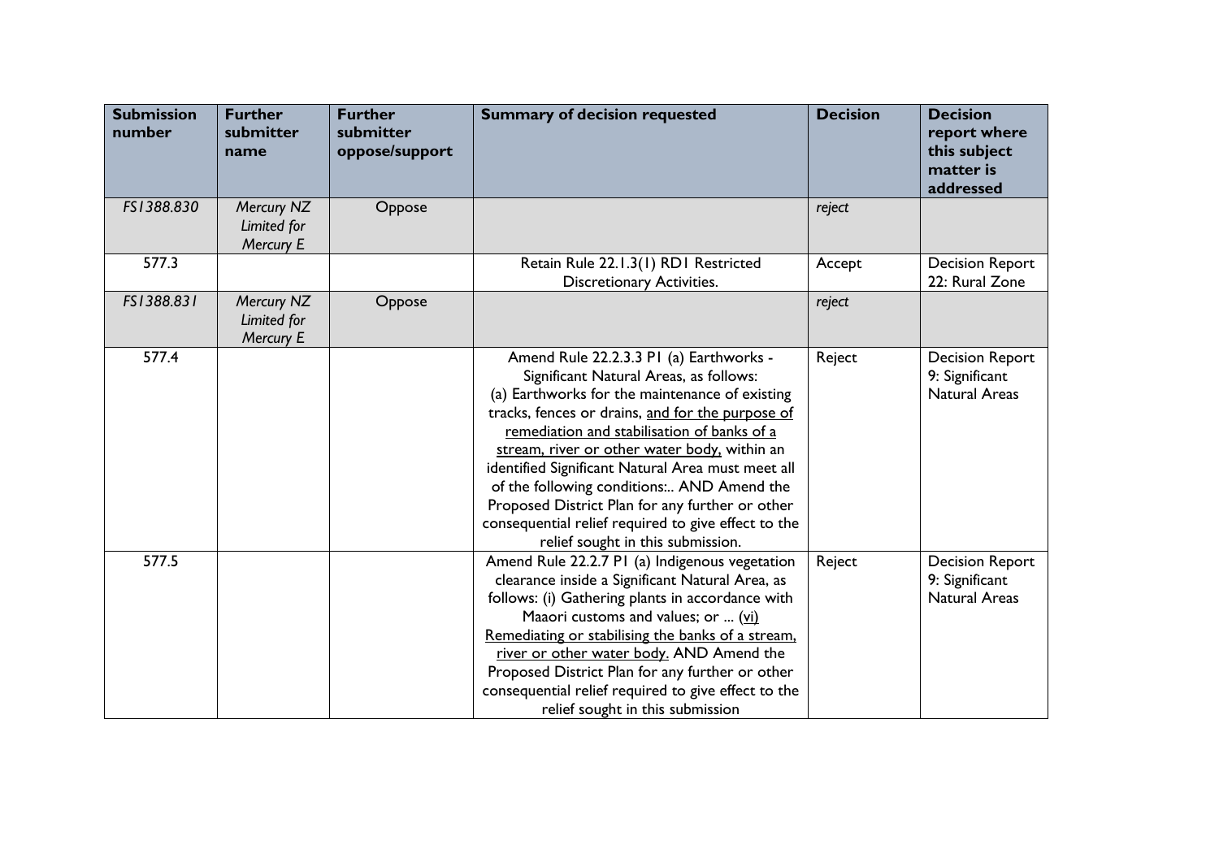| Submission number | Further submitter name | Further submitter oppose/support | Summary of decision requested | Decision | Decision report where this subject matter is addressed |
| --- | --- | --- | --- | --- | --- |
| *FS1388.830* | *Mercury NZ Limited for Mercury E* | Oppose | | *reject* | |
| 577.3 | | | Retain Rule 22.1.3(1) RD1 Restricted Discretionary Activities. | Accept | Decision Report 22: Rural Zone |
| *FS1388.831* | *Mercury NZ Limited for Mercury E* | Oppose | | *reject* | |
| 577.4 | | | Amend Rule 22.2.3.3 P1 (a) Earthworks - Significant Natural Areas, as follows: (a) Earthworks for the maintenance of existing tracks, fences or drains, <u>and for the purpose of remediation and stabilisation of banks of a stream, river or other water body,</u> within an identified Significant Natural Area must meet all of the following conditions:.. AND Amend the Proposed District Plan for any further or other consequential relief required to give effect to the relief sought in this submission. | Reject | Decision Report 9: Significant Natural Areas |
| 577.5 | | | Amend Rule 22.2.7 P1 (a) Indigenous vegetation clearance inside a Significant Natural Area, as follows: (i) Gathering plants in accordance with Maaori customs and values; or ... <u>(vi) Remediating or stabilising the banks of a stream, river or other water body.</u> AND Amend the Proposed District Plan for any further or other consequential relief required to give effect to the relief sought in this submission | Reject | Decision Report 9: Significant Natural Areas |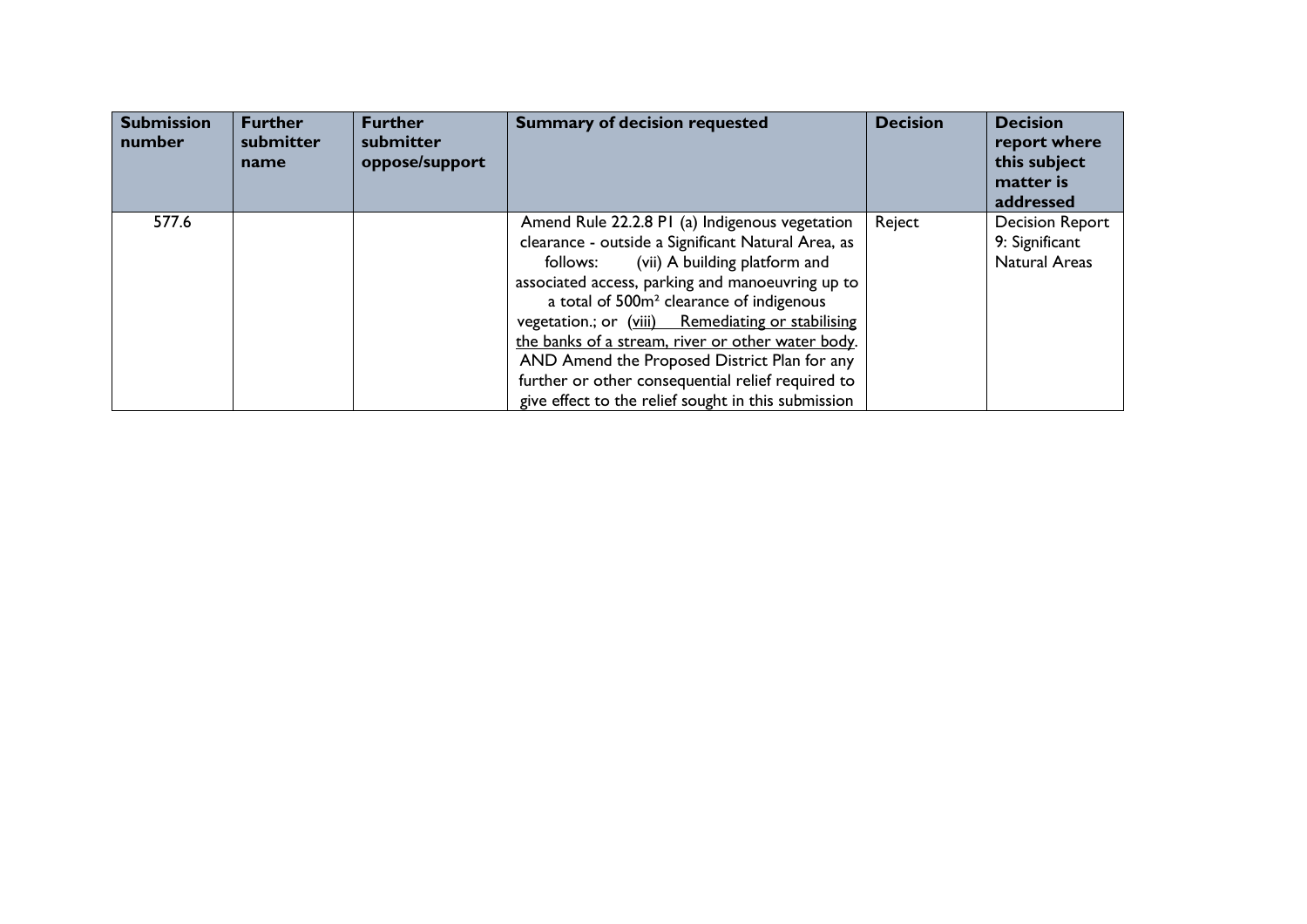| Submission number | Further submitter name | Further submitter oppose/support | Summary of decision requested | Decision | Decision report where this subject matter is addressed |
|---|---|---|---|---|---|
| 577.6 | | | Amend Rule 22.2.8 P1 (a) Indigenous vegetation clearance - outside a Significant Natural Area, as follows: (vii) A building platform and associated access, parking and manoeuvring up to a total of 500m² clearance of indigenous vegetation.; or <u>(viii) Remediating or stabilising the banks of a stream, river or other water body</u>. AND Amend the Proposed District Plan for any further or other consequential relief required to give effect to the relief sought in this submission | Reject | Decision Report 9: Significant Natural Areas |